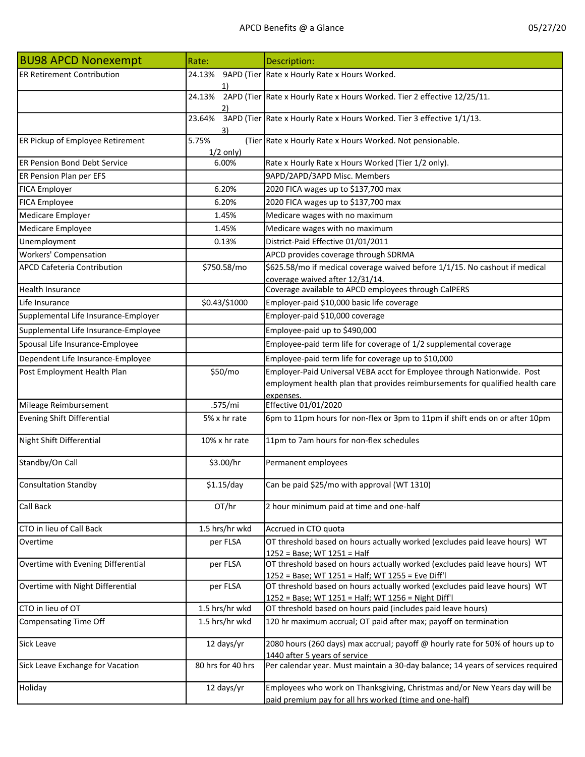# APCD Benefits @ a Glance

05/27/20

| BU98 APCD Nonexempt | Rate: | Description: |
|---|---|---|
| ER Retirement Contribution | 24.13% 9APD (Tier 1) | Rate x Hourly Rate x Hours Worked. |
| | 24.13% 2APD (Tier 2) | Rate x Hourly Rate x Hours Worked. Tier 2 effective 12/25/11. |
| | 23.64% 3APD (Tier 3) | Rate x Hourly Rate x Hours Worked. Tier 3 effective 1/1/13. |
| ER Pickup of Employee Retirement | 5.75% (Tier 1/2 only) | Rate x Hourly Rate x Hours Worked. Not pensionable. |
| ER Pension Bond Debt Service | 6.00% | Rate x Hourly Rate x Hours Worked (Tier 1/2 only). |
| ER Pension Plan per EFS | | 9APD/2APD/3APD Misc. Members |
| FICA Employer | 6.20% | 2020 FICA wages up to $137,700 max |
| FICA Employee | 6.20% | 2020 FICA wages up to $137,700 max |
| Medicare Employer | 1.45% | Medicare wages with no maximum |
| Medicare Employee | 1.45% | Medicare wages with no maximum |
| Unemployment | 0.13% | District-Paid Effective 01/01/2011 |
| Workers' Compensation | | APCD provides coverage through SDRMA |
| APCD Cafeteria Contribution | $750.58/mo | $625.58/mo if medical coverage waived before 1/1/15. No cashout if medical coverage waived after 12/31/14. |
| Health Insurance | | Coverage available to APCD employees through CalPERS |
| Life Insurance | $0.43/$1000 | Employer-paid $10,000 basic life coverage |
| Supplemental Life Insurance-Employer | | Employer-paid $10,000 coverage |
| Supplemental Life Insurance-Employee | | Employee-paid up to $490,000 |
| Spousal Life Insurance-Employee | | Employee-paid term life for coverage of 1/2 supplemental coverage |
| Dependent Life Insurance-Employee | | Employee-paid term life for coverage up to $10,000 |
| Post Employment Health Plan | $50/mo | Employer-Paid Universal VEBA acct for Employee through Nationwide. Post employment health plan that provides reimbursements for qualified health care expenses. |
| Mileage Reimbursement | .575/mi | Effective 01/01/2020 |
| Evening Shift Differential | 5% x hr rate | 6pm to 11pm hours for non-flex or 3pm to 11pm if shift ends on or after 10pm |
| Night Shift Differential | 10% x hr rate | 11pm to 7am hours for non-flex schedules |
| Standby/On Call | $3.00/hr | Permanent employees |
| Consultation Standby | $1.15/day | Can be paid $25/mo with approval (WT 1310) |
| Call Back | OT/hr | 2 hour minimum paid at time and one-half |
| CTO in lieu of Call Back | 1.5 hrs/hr wkd | Accrued in CTO quota |
| Overtime | per FLSA | OT threshold based on hours actually worked (excludes paid leave hours) WT 1252 = Base; WT 1251 = Half |
| Overtime with Evening Differential | per FLSA | OT threshold based on hours actually worked (excludes paid leave hours) WT 1252 = Base; WT 1251 = Half; WT 1255 = Eve Diff'l |
| Overtime with Night Differential | per FLSA | OT threshold based on hours actually worked (excludes paid leave hours) WT 1252 = Base; WT 1251 = Half; WT 1256 = Night Diff'l |
| CTO in lieu of OT | 1.5 hrs/hr wkd | OT threshold based on hours paid (includes paid leave hours) |
| Compensating Time Off | 1.5 hrs/hr wkd | 120 hr maximum accrual; OT paid after max; payoff on termination |
| Sick Leave | 12 days/yr | 2080 hours (260 days) max accrual; payoff @ hourly rate for 50% of hours up to 1440 after 5 years of service |
| Sick Leave Exchange for Vacation | 80 hrs for 40 hrs | Per calendar year. Must maintain a 30-day balance; 14 years of services required |
| Holiday | 12 days/yr | Employees who work on Thanksgiving, Christmas and/or New Years day will be paid premium pay for all hrs worked (time and one-half) |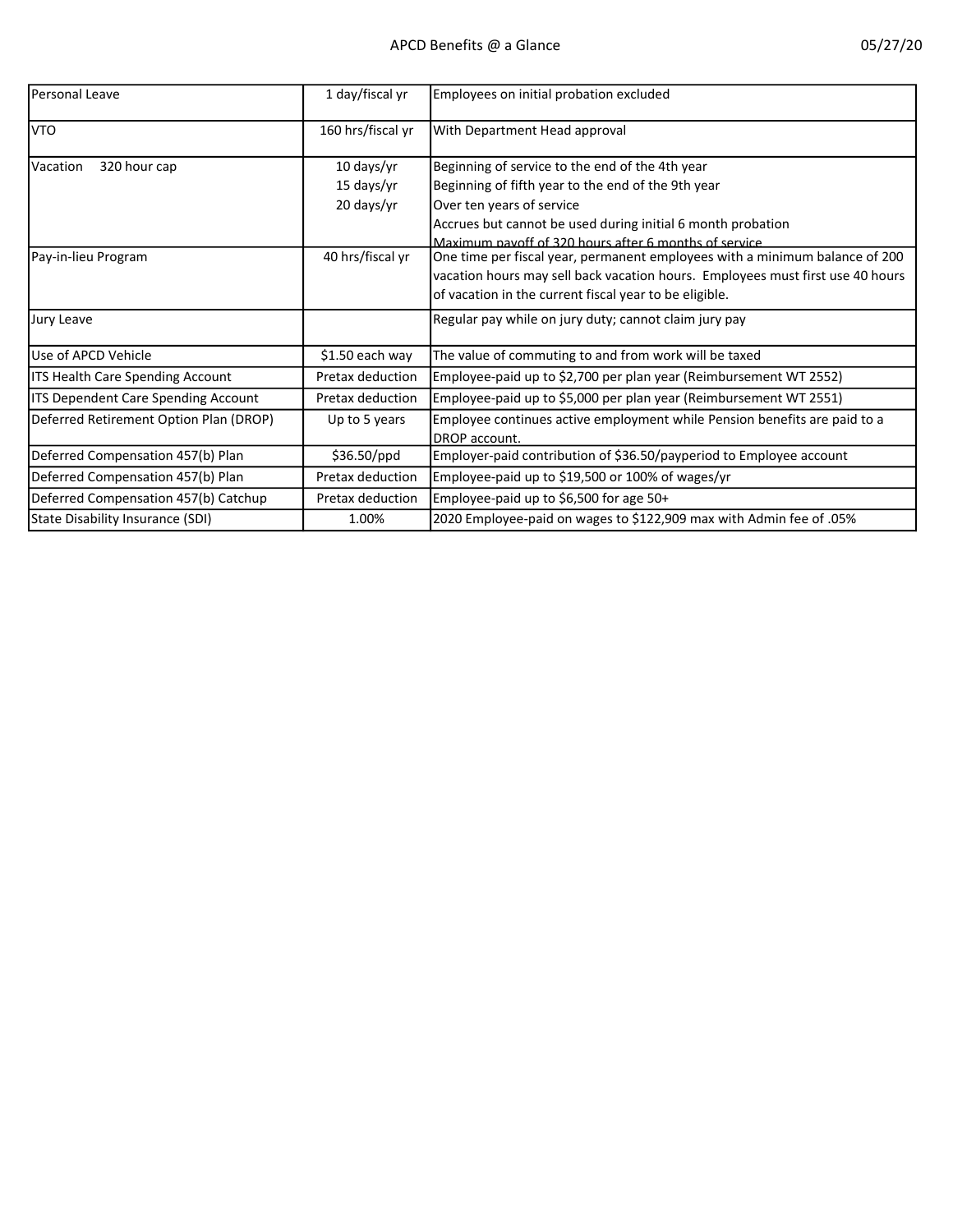| | | |
|---|---|---|
| Personal Leave | 1 day/fiscal yr | Employees on initial probation excluded |
| VTO | 160 hrs/fiscal yr | With Department Head approval |
| Vacation 320 hour cap | 10 days/yr<br>15 days/yr<br>20 days/yr | Beginning of service to the end of the 4th year<br>Beginning of fifth year to the end of the 9th year<br>Over ten years of service<br>Accrues but cannot be used during initial 6 month probation<br>Maximum payoff of 320 hours after 6 months of service |
| Pay-in-lieu Program | 40 hrs/fiscal yr | One time per fiscal year, permanent employees with a minimum balance of 200 vacation hours may sell back vacation hours. Employees must first use 40 hours of vacation in the current fiscal year to be eligible. |
| Jury Leave | | Regular pay while on jury duty; cannot claim jury pay |
| Use of APCD Vehicle | $1.50 each way | The value of commuting to and from work will be taxed |
| ITS Health Care Spending Account | Pretax deduction | Employee-paid up to $2,700 per plan year (Reimbursement WT 2552) |
| ITS Dependent Care Spending Account | Pretax deduction | Employee-paid up to $5,000 per plan year (Reimbursement WT 2551) |
| Deferred Retirement Option Plan (DROP) | Up to 5 years | Employee continues active employment while Pension benefits are paid to a DROP account. |
| Deferred Compensation 457(b) Plan | $36.50/ppd | Employer-paid contribution of $36.50/payperiod to Employee account |
| Deferred Compensation 457(b) Plan | Pretax deduction | Employee-paid up to $19,500 or 100% of wages/yr |
| Deferred Compensation 457(b) Catchup | Pretax deduction | Employee-paid up to $6,500 for age 50+ |
| State Disability Insurance (SDI) | 1.00% | 2020 Employee-paid on wages to $122,909 max with Admin fee of .05% |